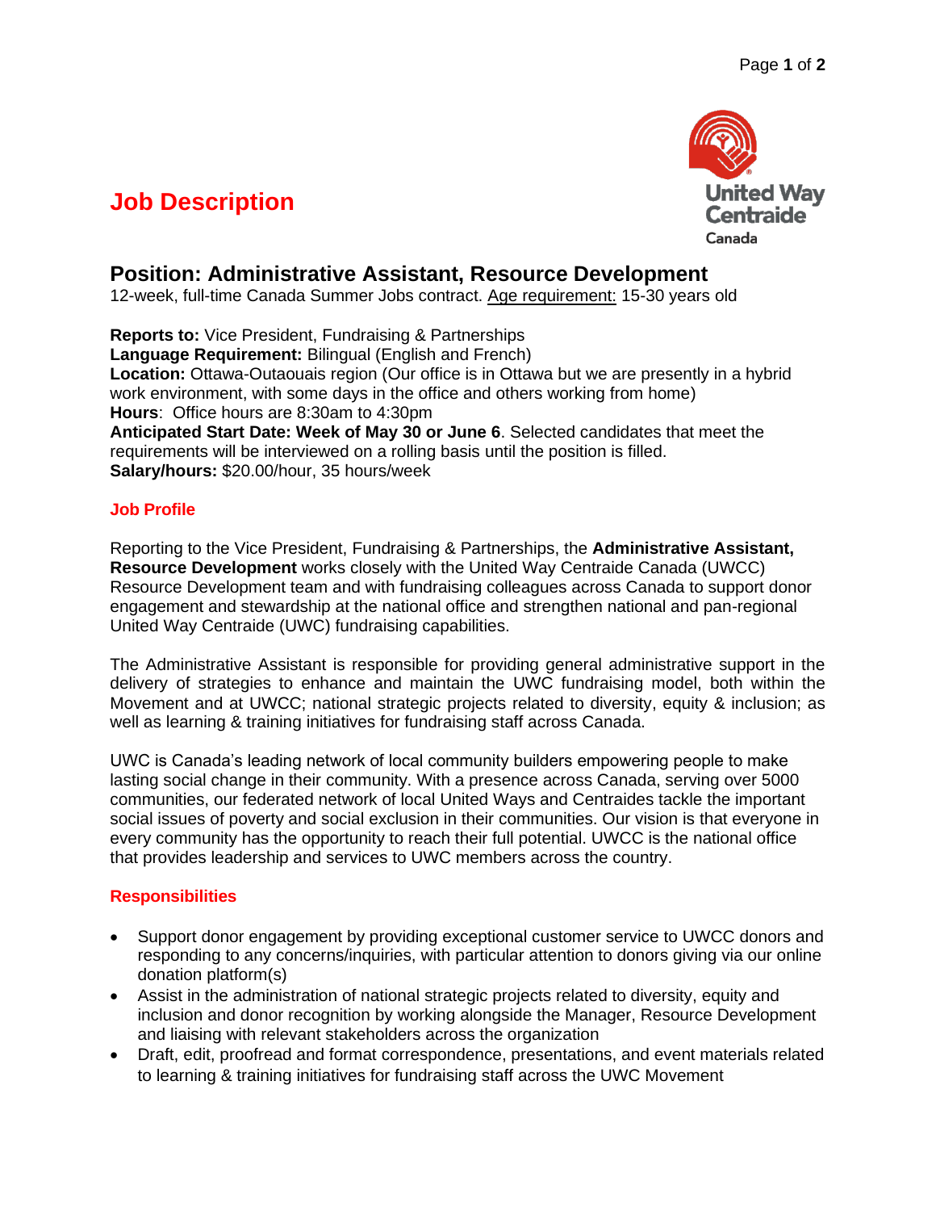# Job Description

United Way Centraide Canada

## Position: Administrative Assistant, Resource Development

12-week, full-time Canada Summer Jobs contract. Age requirement: 15-30 years old

**Reports to:** Vice President, Fundraising & Partnerships
**Language Requirement:** Bilingual (English and French)
**Location:** Ottawa-Outaouais region (Our office is in Ottawa but we are presently in a hybrid work environment, with some days in the office and others working from home)
**Hours**: Office hours are 8:30am to 4:30pm
**Anticipated Start Date: Week of May 30 or June 6**. Selected candidates that meet the requirements will be interviewed on a rolling basis until the position is filled.
**Salary/hours:** $20.00/hour, 35 hours/week

### Job Profile

Reporting to the Vice President, Fundraising & Partnerships, the **Administrative Assistant, Resource Development** works closely with the United Way Centraide Canada (UWCC) Resource Development team and with fundraising colleagues across Canada to support donor engagement and stewardship at the national office and strengthen national and pan-regional United Way Centraide (UWC) fundraising capabilities.

The Administrative Assistant is responsible for providing general administrative support in the delivery of strategies to enhance and maintain the UWC fundraising model, both within the Movement and at UWCC; national strategic projects related to diversity, equity & inclusion; as well as learning & training initiatives for fundraising staff across Canada.

UWC is Canada's leading network of local community builders empowering people to make lasting social change in their community. With a presence across Canada, serving over 5000 communities, our federated network of local United Ways and Centraides tackle the important social issues of poverty and social exclusion in their communities. Our vision is that everyone in every community has the opportunity to reach their full potential. UWCC is the national office that provides leadership and services to UWC members across the country.

### Responsibilities

- Support donor engagement by providing exceptional customer service to UWCC donors and responding to any concerns/inquiries, with particular attention to donors giving via our online donation platform(s)
- Assist in the administration of national strategic projects related to diversity, equity and inclusion and donor recognition by working alongside the Manager, Resource Development and liaising with relevant stakeholders across the organization
- Draft, edit, proofread and format correspondence, presentations, and event materials related to learning & training initiatives for fundraising staff across the UWC Movement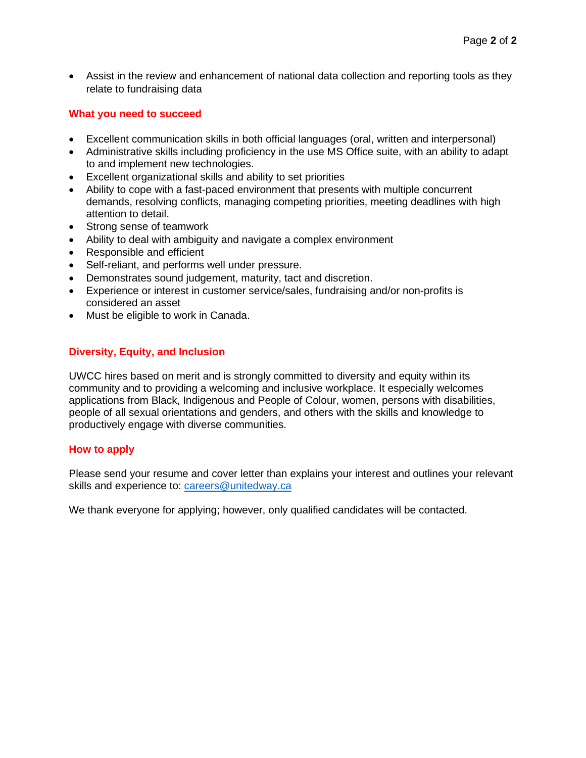- Assist in the review and enhancement of national data collection and reporting tools as they relate to fundraising data

## What you need to succeed

- Excellent communication skills in both official languages (oral, written and interpersonal)
- Administrative skills including proficiency in the use MS Office suite, with an ability to adapt to and implement new technologies.
- Excellent organizational skills and ability to set priorities
- Ability to cope with a fast-paced environment that presents with multiple concurrent demands, resolving conflicts, managing competing priorities, meeting deadlines with high attention to detail.
- Strong sense of teamwork
- Ability to deal with ambiguity and navigate a complex environment
- Responsible and efficient
- Self-reliant, and performs well under pressure.
- Demonstrates sound judgement, maturity, tact and discretion.
- Experience or interest in customer service/sales, fundraising and/or non-profits is considered an asset
- Must be eligible to work in Canada.

## Diversity, Equity, and Inclusion

UWCC hires based on merit and is strongly committed to diversity and equity within its community and to providing a welcoming and inclusive workplace. It especially welcomes applications from Black, Indigenous and People of Colour, women, persons with disabilities, people of all sexual orientations and genders, and others with the skills and knowledge to productively engage with diverse communities.

## How to apply

Please send your resume and cover letter than explains your interest and outlines your relevant skills and experience to: careers@unitedway.ca

We thank everyone for applying; however, only qualified candidates will be contacted.